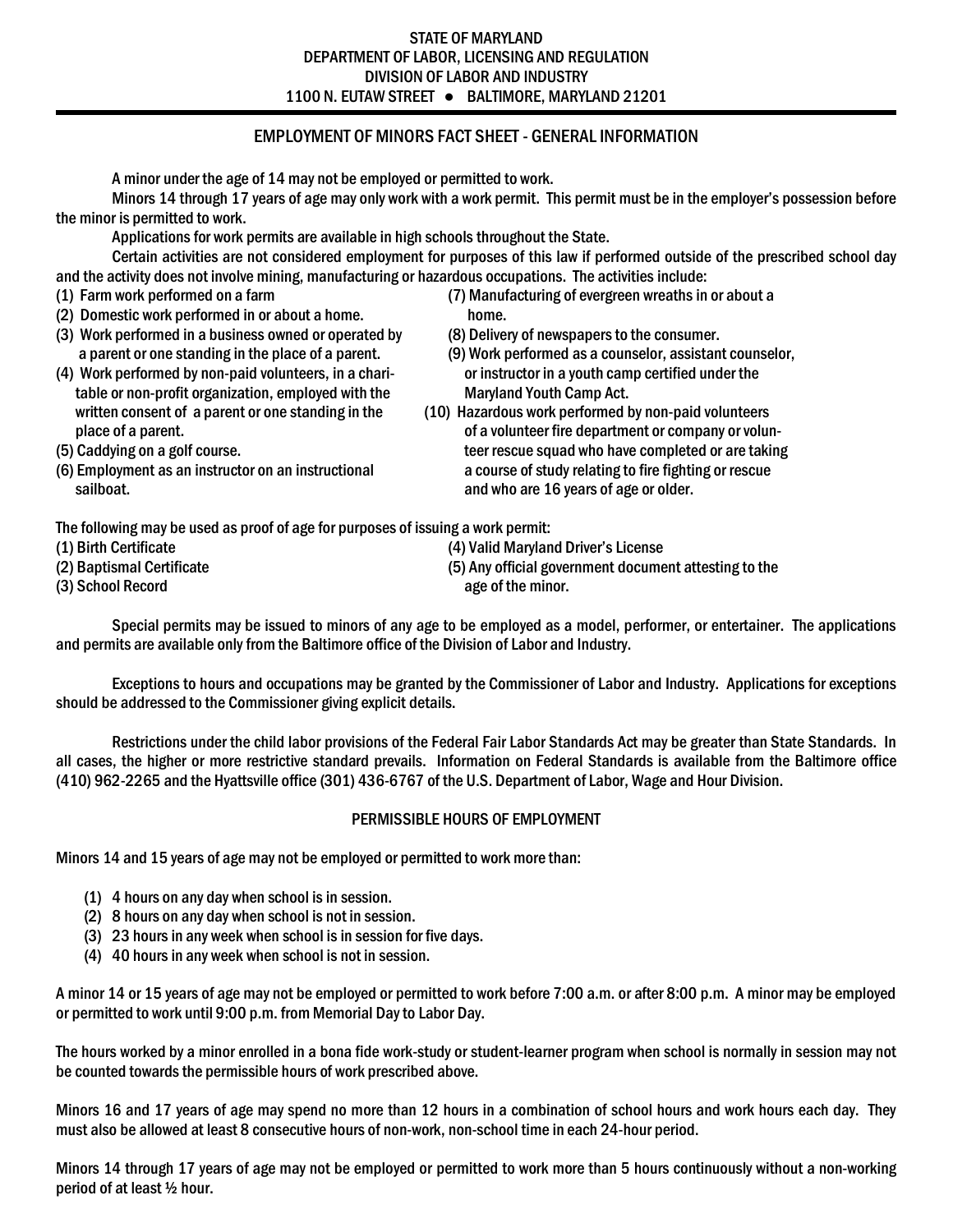STATE OF MARYLAND
DEPARTMENT OF LABOR, LICENSING AND REGULATION
DIVISION OF LABOR AND INDUSTRY
1100 N. EUTAW STREET ● BALTIMORE, MARYLAND 21201

## EMPLOYMENT OF MINORS FACT SHEET - GENERAL INFORMATION

A minor under the age of 14 may not be employed or permitted to work.

Minors 14 through 17 years of age may only work with a work permit. This permit must be in the employer's possession before the minor is permitted to work.

Applications for work permits are available in high schools throughout the State.

Certain activities are not considered employment for purposes of this law if performed outside of the prescribed school day and the activity does not involve mining, manufacturing or hazardous occupations. The activities include:

(1) Farm work performed on a farm
(2) Domestic work performed in or about a home.
(3) Work performed in a business owned or operated by a parent or one standing in the place of a parent.
(4) Work performed by non-paid volunteers, in a charitable or non-profit organization, employed with the written consent of a parent or one standing in the place of a parent.
(5) Caddying on a golf course.
(6) Employment as an instructor on an instructional sailboat.
(7) Manufacturing of evergreen wreaths in or about a home.
(8) Delivery of newspapers to the consumer.
(9) Work performed as a counselor, assistant counselor, or instructor in a youth camp certified under the Maryland Youth Camp Act.
(10) Hazardous work performed by non-paid volunteers of a volunteer fire department or company or volunteer rescue squad who have completed or are taking a course of study relating to fire fighting or rescue and who are 16 years of age or older.

The following may be used as proof of age for purposes of issuing a work permit:

(1) Birth Certificate
(2) Baptismal Certificate
(3) School Record
(4) Valid Maryland Driver's License
(5) Any official government document attesting to the age of the minor.

Special permits may be issued to minors of any age to be employed as a model, performer, or entertainer. The applications and permits are available only from the Baltimore office of the Division of Labor and Industry.

Exceptions to hours and occupations may be granted by the Commissioner of Labor and Industry. Applications for exceptions should be addressed to the Commissioner giving explicit details.

Restrictions under the child labor provisions of the Federal Fair Labor Standards Act may be greater than State Standards. In all cases, the higher or more restrictive standard prevails. Information on Federal Standards is available from the Baltimore office (410) 962-2265 and the Hyattsville office (301) 436-6767 of the U.S. Department of Labor, Wage and Hour Division.

### PERMISSIBLE HOURS OF EMPLOYMENT

Minors 14 and 15 years of age may not be employed or permitted to work more than:

(1) 4 hours on any day when school is in session.
(2) 8 hours on any day when school is not in session.
(3) 23 hours in any week when school is in session for five days.
(4) 40 hours in any week when school is not in session.

A minor 14 or 15 years of age may not be employed or permitted to work before 7:00 a.m. or after 8:00 p.m. A minor may be employed or permitted to work until 9:00 p.m. from Memorial Day to Labor Day.

The hours worked by a minor enrolled in a bona fide work-study or student-learner program when school is normally in session may not be counted towards the permissible hours of work prescribed above.

Minors 16 and 17 years of age may spend no more than 12 hours in a combination of school hours and work hours each day. They must also be allowed at least 8 consecutive hours of non-work, non-school time in each 24-hour period.

Minors 14 through 17 years of age may not be employed or permitted to work more than 5 hours continuously without a non-working period of at least ½ hour.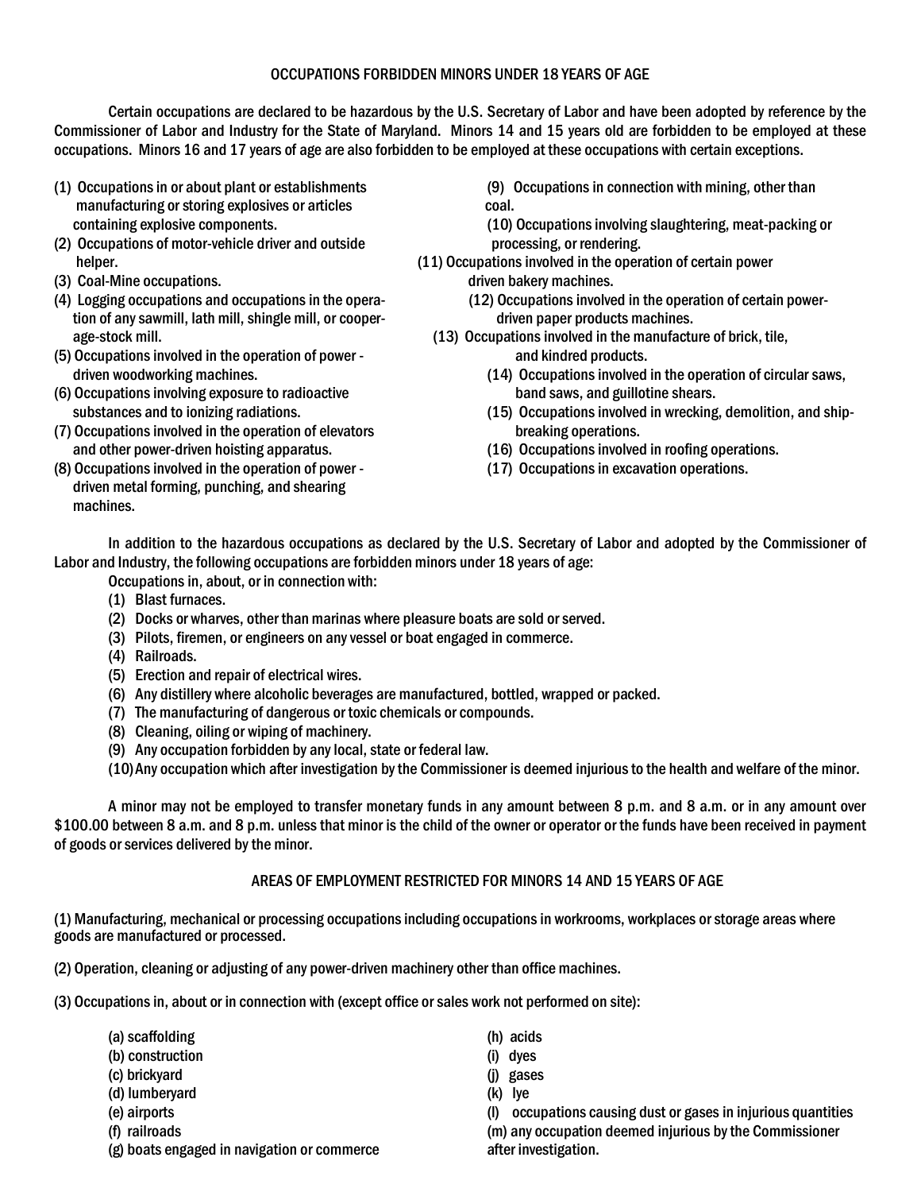## OCCUPATIONS FORBIDDEN MINORS UNDER 18 YEARS OF AGE

Certain occupations are declared to be hazardous by the U.S. Secretary of Labor and have been adopted by reference by the Commissioner of Labor and Industry for the State of Maryland. Minors 14 and 15 years old are forbidden to be employed at these occupations. Minors 16 and 17 years of age are also forbidden to be employed at these occupations with certain exceptions.

(1) Occupations in or about plant or establishments manufacturing or storing explosives or articles containing explosive components.
(2) Occupations of motor-vehicle driver and outside helper.
(3) Coal-Mine occupations.
(4) Logging occupations and occupations in the operation of any sawmill, lath mill, shingle mill, or cooperage-stock mill.
(5) Occupations involved in the operation of power - driven woodworking machines.
(6) Occupations involving exposure to radioactive substances and to ionizing radiations.
(7) Occupations involved in the operation of elevators and other power-driven hoisting apparatus.
(8) Occupations involved in the operation of power - driven metal forming, punching, and shearing machines.
(9) Occupations in connection with mining, other than coal.
(10) Occupations involving slaughtering, meat-packing or processing, or rendering.
(11) Occupations involved in the operation of certain power driven bakery machines.
(12) Occupations involved in the operation of certain power-driven paper products machines.
(13) Occupations involved in the manufacture of brick, tile, and kindred products.
(14) Occupations involved in the operation of circular saws, band saws, and guillotine shears.
(15) Occupations involved in wrecking, demolition, and ship-breaking operations.
(16) Occupations involved in roofing operations.
(17) Occupations in excavation operations.

In addition to the hazardous occupations as declared by the U.S. Secretary of Labor and adopted by the Commissioner of Labor and Industry, the following occupations are forbidden minors under 18 years of age:

Occupations in, about, or in connection with:

(1) Blast furnaces.
(2) Docks or wharves, other than marinas where pleasure boats are sold or served.
(3) Pilots, firemen, or engineers on any vessel or boat engaged in commerce.
(4) Railroads.
(5) Erection and repair of electrical wires.
(6) Any distillery where alcoholic beverages are manufactured, bottled, wrapped or packed.
(7) The manufacturing of dangerous or toxic chemicals or compounds.
(8) Cleaning, oiling or wiping of machinery.
(9) Any occupation forbidden by any local, state or federal law.
(10) Any occupation which after investigation by the Commissioner is deemed injurious to the health and welfare of the minor.

A minor may not be employed to transfer monetary funds in any amount between 8 p.m. and 8 a.m. or in any amount over $100.00 between 8 a.m. and 8 p.m. unless that minor is the child of the owner or operator or the funds have been received in payment of goods or services delivered by the minor.

## AREAS OF EMPLOYMENT RESTRICTED FOR MINORS 14 AND 15 YEARS OF AGE

(1) Manufacturing, mechanical or processing occupations including occupations in workrooms, workplaces or storage areas where goods are manufactured or processed.

(2) Operation, cleaning or adjusting of any power-driven machinery other than office machines.

(3) Occupations in, about or in connection with (except office or sales work not performed on site):

(a) scaffolding
(b) construction
(c) brickyard
(d) lumberyard
(e) airports
(f) railroads
(g) boats engaged in navigation or commerce
(h) acids
(i) dyes
(j) gases
(k) lye
(l) occupations causing dust or gases in injurious quantities
(m) any occupation deemed injurious by the Commissioner after investigation.